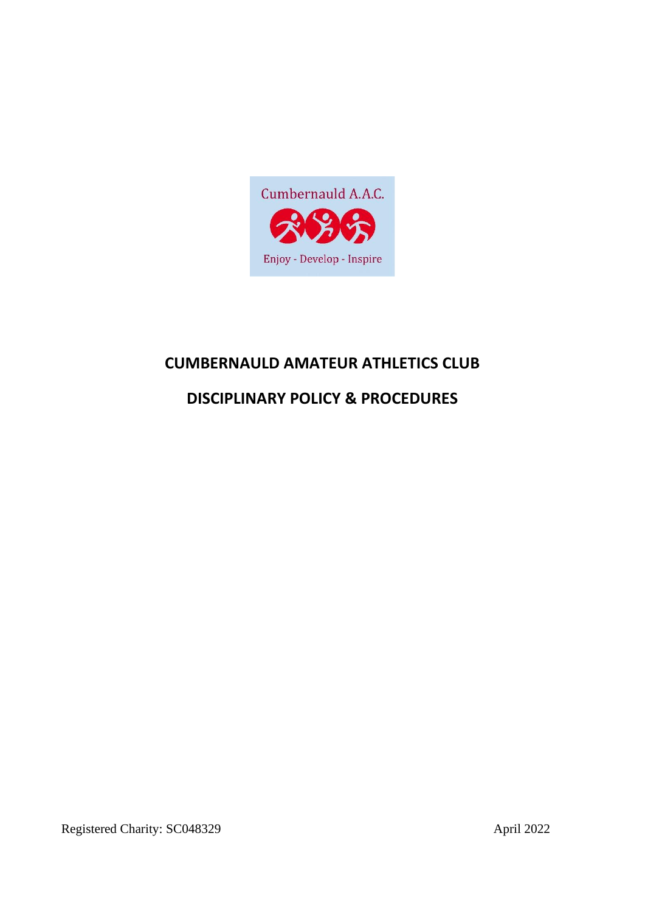Cumbernauld A.A.C.

Enjoy - Develop - Inspire

# CUMBERNAULD AMATEUR ATHLETICS CLUB

# DISCIPLINARY POLICY & PROCEDURES

Registered Charity: SC048329

April 2022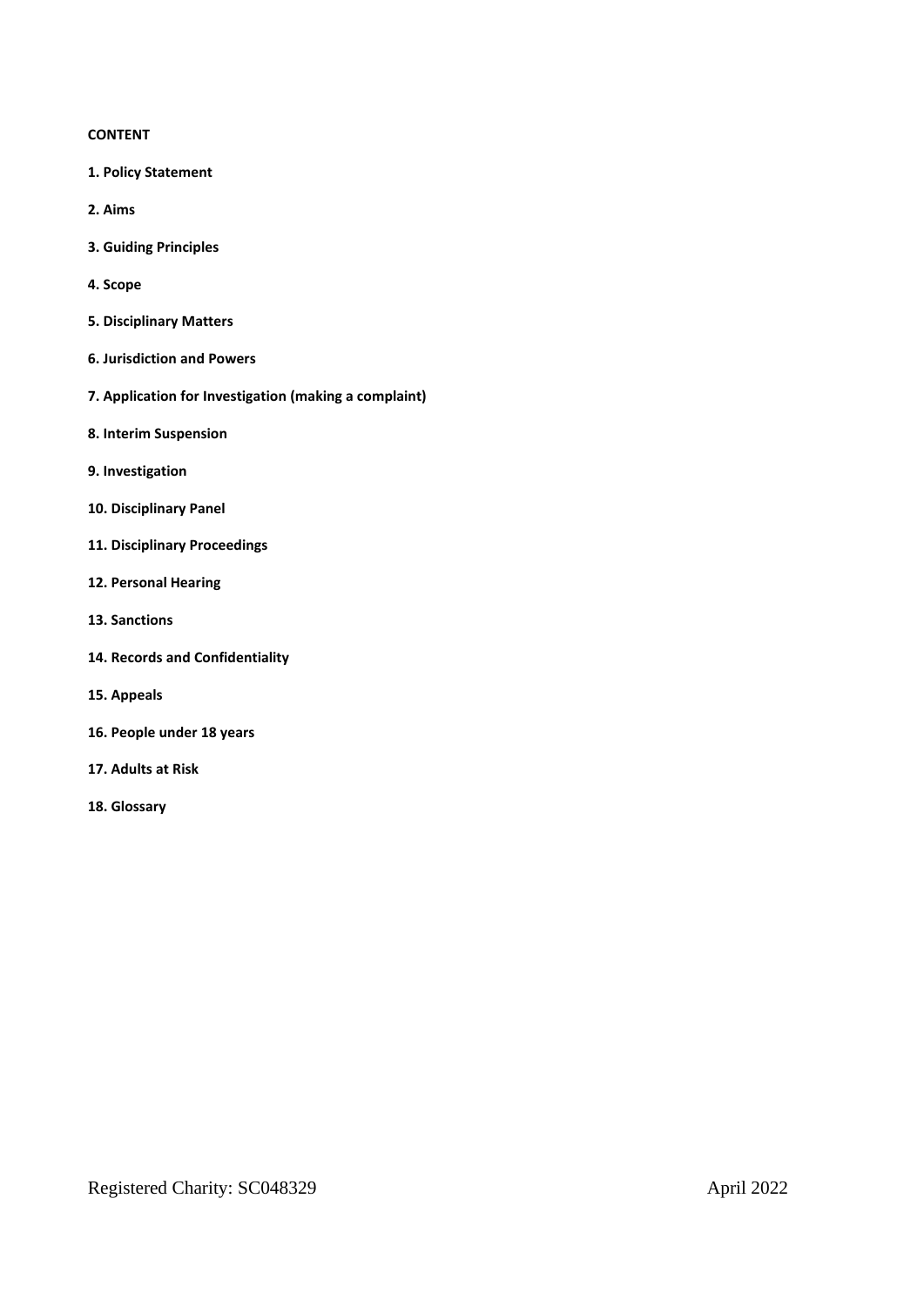**CONTENT**

**1. Policy Statement**

**2. Aims**

**3. Guiding Principles**

**4. Scope**

**5. Disciplinary Matters**

**6. Jurisdiction and Powers**

**7. Application for Investigation (making a complaint)**

**8. Interim Suspension**

**9. Investigation**

**10. Disciplinary Panel**

**11. Disciplinary Proceedings**

**12. Personal Hearing**

**13. Sanctions**

**14. Records and Confidentiality**

**15. Appeals**

**16. People under 18 years**

**17. Adults at Risk**

**18. Glossary**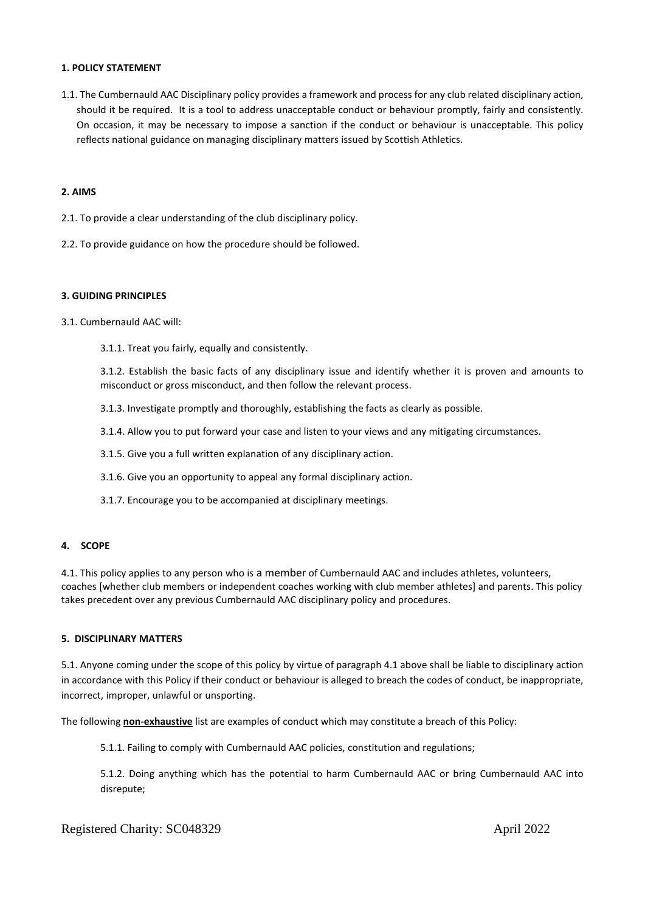**1. POLICY STATEMENT**

1.1. The Cumbernauld AAC Disciplinary policy provides a framework and process for any club related disciplinary action, should it be required. It is a tool to address unacceptable conduct or behaviour promptly, fairly and consistently. On occasion, it may be necessary to impose a sanction if the conduct or behaviour is unacceptable. This policy reflects national guidance on managing disciplinary matters issued by Scottish Athletics.

**2. AIMS**

2.1. To provide a clear understanding of the club disciplinary policy.

2.2. To provide guidance on how the procedure should be followed.

**3. GUIDING PRINCIPLES**

3.1. Cumbernauld AAC will:

3.1.1. Treat you fairly, equally and consistently.

3.1.2. Establish the basic facts of any disciplinary issue and identify whether it is proven and amounts to misconduct or gross misconduct, and then follow the relevant process.

3.1.3. Investigate promptly and thoroughly, establishing the facts as clearly as possible.

3.1.4. Allow you to put forward your case and listen to your views and any mitigating circumstances.

3.1.5. Give you a full written explanation of any disciplinary action.

3.1.6. Give you an opportunity to appeal any formal disciplinary action.

3.1.7. Encourage you to be accompanied at disciplinary meetings.

**4. SCOPE**

4.1. This policy applies to any person who is a member of Cumbernauld AAC and includes athletes, volunteers, coaches [whether club members or independent coaches working with club member athletes] and parents. This policy takes precedent over any previous Cumbernauld AAC disciplinary policy and procedures.

**5. DISCIPLINARY MATTERS**

5.1. Anyone coming under the scope of this policy by virtue of paragraph 4.1 above shall be liable to disciplinary action in accordance with this Policy if their conduct or behaviour is alleged to breach the codes of conduct, be inappropriate, incorrect, improper, unlawful or unsporting.

The following **non-exhaustive** list are examples of conduct which may constitute a breach of this Policy:

5.1.1. Failing to comply with Cumbernauld AAC policies, constitution and regulations;

5.1.2. Doing anything which has the potential to harm Cumbernauld AAC or bring Cumbernauld AAC into disrepute;

Registered Charity: SC048329 April 2022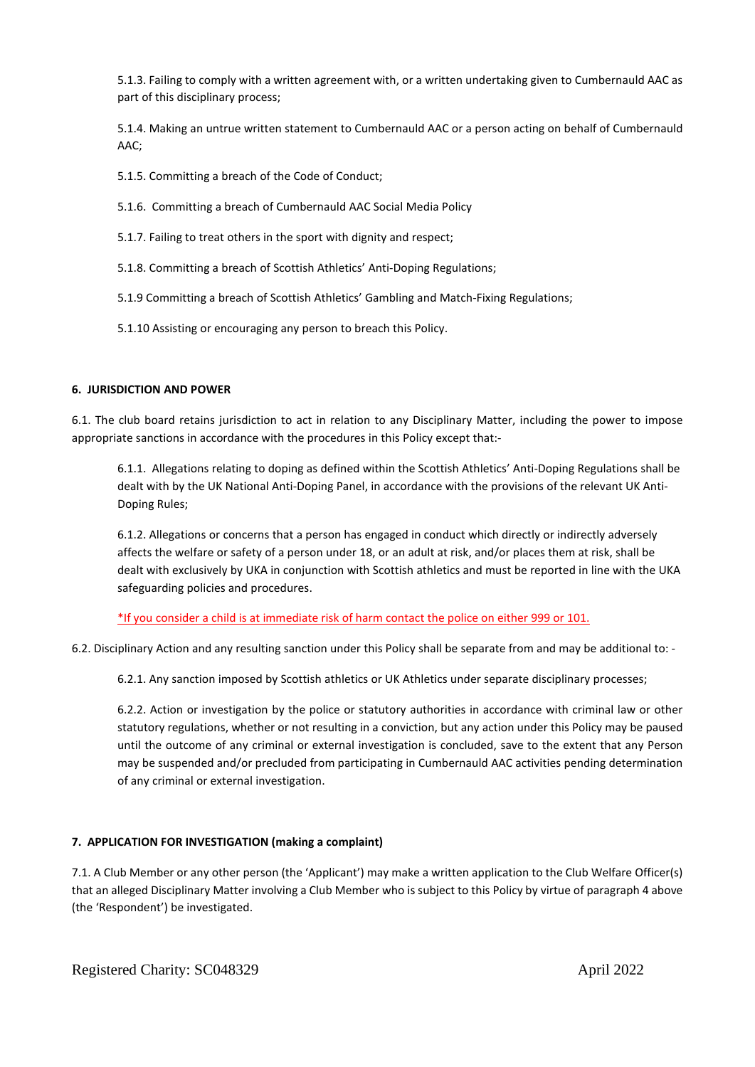5.1.3. Failing to comply with a written agreement with, or a written undertaking given to Cumbernauld AAC as part of this disciplinary process;

5.1.4. Making an untrue written statement to Cumbernauld AAC or a person acting on behalf of Cumbernauld AAC;

5.1.5. Committing a breach of the Code of Conduct;

5.1.6. Committing a breach of Cumbernauld AAC Social Media Policy

5.1.7. Failing to treat others in the sport with dignity and respect;

5.1.8. Committing a breach of Scottish Athletics' Anti-Doping Regulations;

5.1.9 Committing a breach of Scottish Athletics' Gambling and Match-Fixing Regulations;

5.1.10 Assisting or encouraging any person to breach this Policy.

**6. JURISDICTION AND POWER**

6.1. The club board retains jurisdiction to act in relation to any Disciplinary Matter, including the power to impose appropriate sanctions in accordance with the procedures in this Policy except that:-

6.1.1. Allegations relating to doping as defined within the Scottish Athletics' Anti-Doping Regulations shall be dealt with by the UK National Anti-Doping Panel, in accordance with the provisions of the relevant UK Anti-Doping Rules;

6.1.2. Allegations or concerns that a person has engaged in conduct which directly or indirectly adversely affects the welfare or safety of a person under 18, or an adult at risk, and/or places them at risk, shall be dealt with exclusively by UKA in conjunction with Scottish athletics and must be reported in line with the UKA safeguarding policies and procedures.

*If you consider a child is at immediate risk of harm contact the police on either 999 or 101.

6.2. Disciplinary Action and any resulting sanction under this Policy shall be separate from and may be additional to: -

6.2.1. Any sanction imposed by Scottish athletics or UK Athletics under separate disciplinary processes;

6.2.2. Action or investigation by the police or statutory authorities in accordance with criminal law or other statutory regulations, whether or not resulting in a conviction, but any action under this Policy may be paused until the outcome of any criminal or external investigation is concluded, save to the extent that any Person may be suspended and/or precluded from participating in Cumbernauld AAC activities pending determination of any criminal or external investigation.

**7. APPLICATION FOR INVESTIGATION (making a complaint)**

7.1. A Club Member or any other person (the 'Applicant') may make a written application to the Club Welfare Officer(s) that an alleged Disciplinary Matter involving a Club Member who is subject to this Policy by virtue of paragraph 4 above (the 'Respondent') be investigated.

Registered Charity: SC048329 April 2022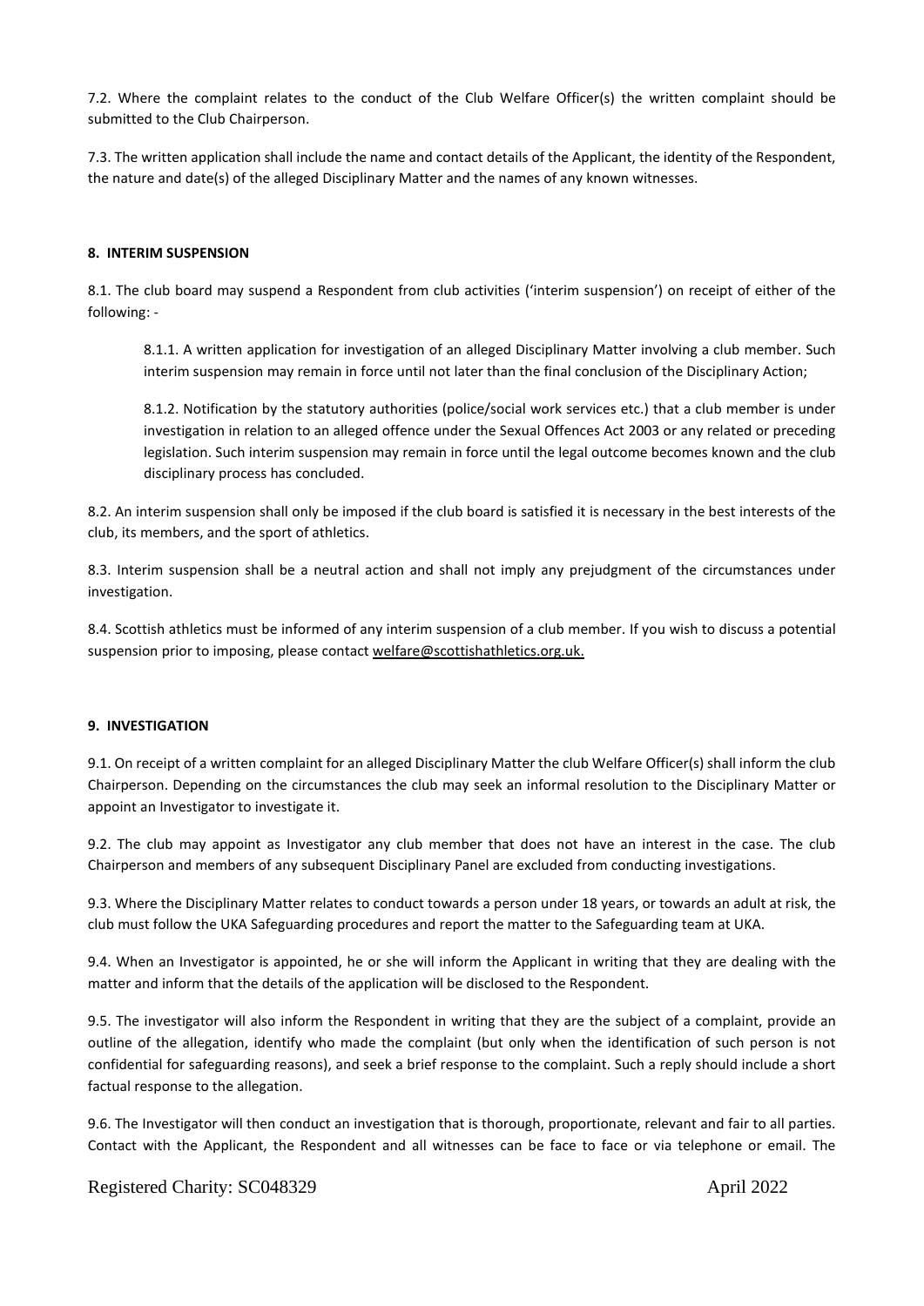7.2. Where the complaint relates to the conduct of the Club Welfare Officer(s) the written complaint should be submitted to the Club Chairperson.

7.3. The written application shall include the name and contact details of the Applicant, the identity of the Respondent, the nature and date(s) of the alleged Disciplinary Matter and the names of any known witnesses.

**8. INTERIM SUSPENSION**

8.1. The club board may suspend a Respondent from club activities ('interim suspension') on receipt of either of the following: -

> 8.1.1. A written application for investigation of an alleged Disciplinary Matter involving a club member. Such interim suspension may remain in force until not later than the final conclusion of the Disciplinary Action;
>
> 8.1.2. Notification by the statutory authorities (police/social work services etc.) that a club member is under investigation in relation to an alleged offence under the Sexual Offences Act 2003 or any related or preceding legislation. Such interim suspension may remain in force until the legal outcome becomes known and the club disciplinary process has concluded.

8.2. An interim suspension shall only be imposed if the club board is satisfied it is necessary in the best interests of the club, its members, and the sport of athletics.

8.3. Interim suspension shall be a neutral action and shall not imply any prejudgment of the circumstances under investigation.

8.4. Scottish athletics must be informed of any interim suspension of a club member. If you wish to discuss a potential suspension prior to imposing, please contact welfare@scottishathletics.org.uk.

**9. INVESTIGATION**

9.1. On receipt of a written complaint for an alleged Disciplinary Matter the club Welfare Officer(s) shall inform the club Chairperson. Depending on the circumstances the club may seek an informal resolution to the Disciplinary Matter or appoint an Investigator to investigate it.

9.2. The club may appoint as Investigator any club member that does not have an interest in the case. The club Chairperson and members of any subsequent Disciplinary Panel are excluded from conducting investigations.

9.3. Where the Disciplinary Matter relates to conduct towards a person under 18 years, or towards an adult at risk, the club must follow the UKA Safeguarding procedures and report the matter to the Safeguarding team at UKA.

9.4. When an Investigator is appointed, he or she will inform the Applicant in writing that they are dealing with the matter and inform that the details of the application will be disclosed to the Respondent.

9.5. The investigator will also inform the Respondent in writing that they are the subject of a complaint, provide an outline of the allegation, identify who made the complaint (but only when the identification of such person is not confidential for safeguarding reasons), and seek a brief response to the complaint. Such a reply should include a short factual response to the allegation.

9.6. The Investigator will then conduct an investigation that is thorough, proportionate, relevant and fair to all parties. Contact with the Applicant, the Respondent and all witnesses can be face to face or via telephone or email. The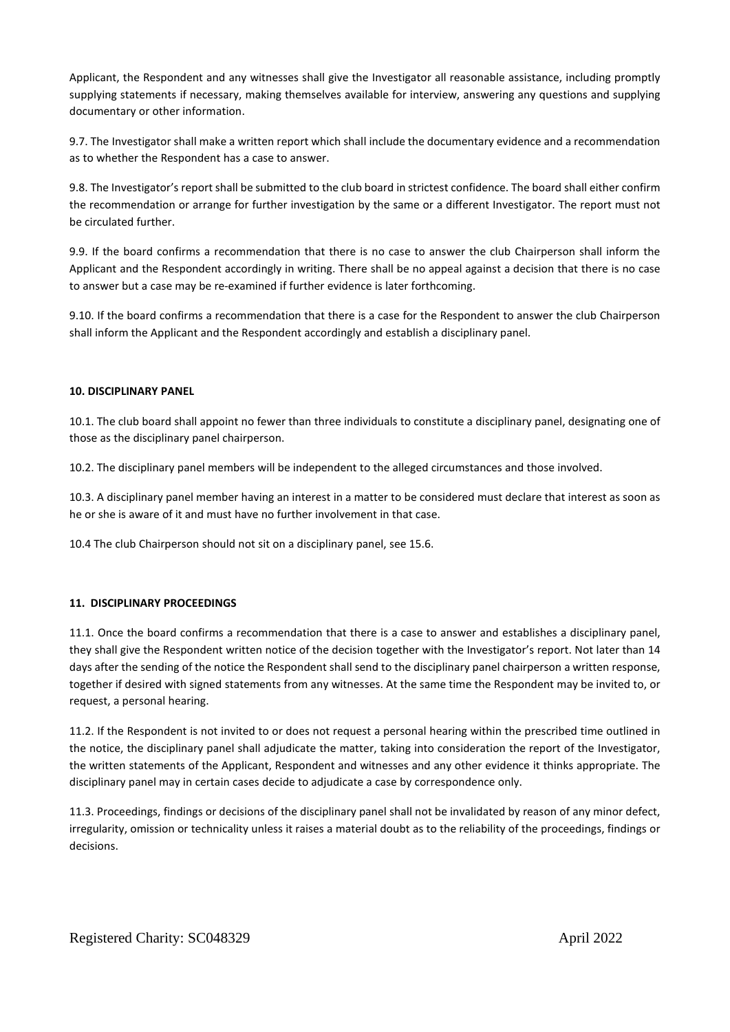Applicant, the Respondent and any witnesses shall give the Investigator all reasonable assistance, including promptly supplying statements if necessary, making themselves available for interview, answering any questions and supplying documentary or other information.

9.7. The Investigator shall make a written report which shall include the documentary evidence and a recommendation as to whether the Respondent has a case to answer.

9.8. The Investigator's report shall be submitted to the club board in strictest confidence. The board shall either confirm the recommendation or arrange for further investigation by the same or a different Investigator. The report must not be circulated further.

9.9. If the board confirms a recommendation that there is no case to answer the club Chairperson shall inform the Applicant and the Respondent accordingly in writing. There shall be no appeal against a decision that there is no case to answer but a case may be re-examined if further evidence is later forthcoming.

9.10. If the board confirms a recommendation that there is a case for the Respondent to answer the club Chairperson shall inform the Applicant and the Respondent accordingly and establish a disciplinary panel.

## 10. DISCIPLINARY PANEL

10.1. The club board shall appoint no fewer than three individuals to constitute a disciplinary panel, designating one of those as the disciplinary panel chairperson.

10.2. The disciplinary panel members will be independent to the alleged circumstances and those involved.

10.3. A disciplinary panel member having an interest in a matter to be considered must declare that interest as soon as he or she is aware of it and must have no further involvement in that case.

10.4 The club Chairperson should not sit on a disciplinary panel, see 15.6.

## 11. DISCIPLINARY PROCEEDINGS

11.1. Once the board confirms a recommendation that there is a case to answer and establishes a disciplinary panel, they shall give the Respondent written notice of the decision together with the Investigator's report. Not later than 14 days after the sending of the notice the Respondent shall send to the disciplinary panel chairperson a written response, together if desired with signed statements from any witnesses. At the same time the Respondent may be invited to, or request, a personal hearing.

11.2. If the Respondent is not invited to or does not request a personal hearing within the prescribed time outlined in the notice, the disciplinary panel shall adjudicate the matter, taking into consideration the report of the Investigator, the written statements of the Applicant, Respondent and witnesses and any other evidence it thinks appropriate. The disciplinary panel may in certain cases decide to adjudicate a case by correspondence only.

11.3. Proceedings, findings or decisions of the disciplinary panel shall not be invalidated by reason of any minor defect, irregularity, omission or technicality unless it raises a material doubt as to the reliability of the proceedings, findings or decisions.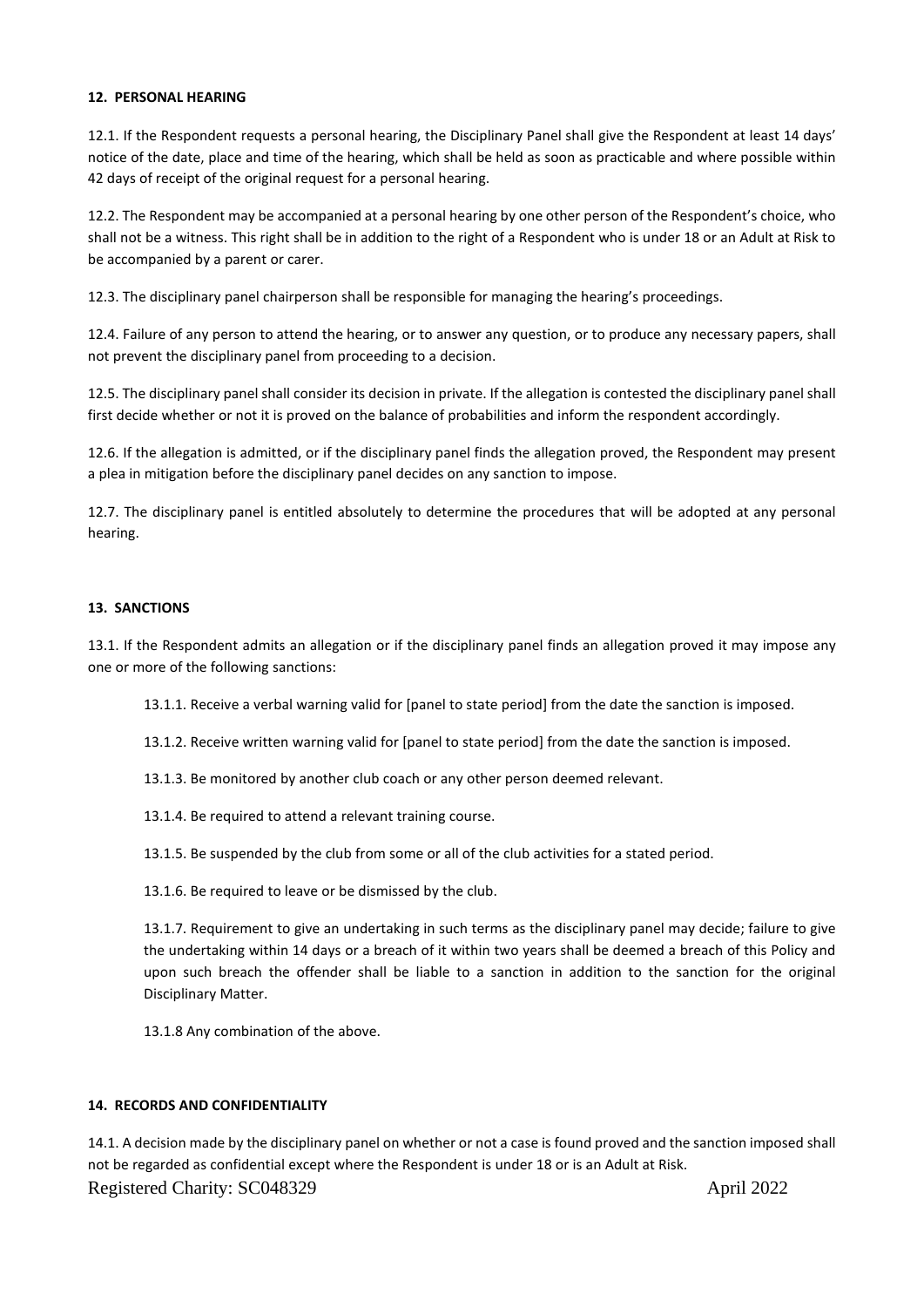**12. PERSONAL HEARING**

12.1. If the Respondent requests a personal hearing, the Disciplinary Panel shall give the Respondent at least 14 days' notice of the date, place and time of the hearing, which shall be held as soon as practicable and where possible within 42 days of receipt of the original request for a personal hearing.

12.2. The Respondent may be accompanied at a personal hearing by one other person of the Respondent's choice, who shall not be a witness. This right shall be in addition to the right of a Respondent who is under 18 or an Adult at Risk to be accompanied by a parent or carer.

12.3. The disciplinary panel chairperson shall be responsible for managing the hearing's proceedings.

12.4. Failure of any person to attend the hearing, or to answer any question, or to produce any necessary papers, shall not prevent the disciplinary panel from proceeding to a decision.

12.5. The disciplinary panel shall consider its decision in private. If the allegation is contested the disciplinary panel shall first decide whether or not it is proved on the balance of probabilities and inform the respondent accordingly.

12.6. If the allegation is admitted, or if the disciplinary panel finds the allegation proved, the Respondent may present a plea in mitigation before the disciplinary panel decides on any sanction to impose.

12.7. The disciplinary panel is entitled absolutely to determine the procedures that will be adopted at any personal hearing.

**13. SANCTIONS**

13.1. If the Respondent admits an allegation or if the disciplinary panel finds an allegation proved it may impose any one or more of the following sanctions:

13.1.1. Receive a verbal warning valid for [panel to state period] from the date the sanction is imposed.

13.1.2. Receive written warning valid for [panel to state period] from the date the sanction is imposed.

13.1.3. Be monitored by another club coach or any other person deemed relevant.

13.1.4. Be required to attend a relevant training course.

13.1.5. Be suspended by the club from some or all of the club activities for a stated period.

13.1.6. Be required to leave or be dismissed by the club.

13.1.7. Requirement to give an undertaking in such terms as the disciplinary panel may decide; failure to give the undertaking within 14 days or a breach of it within two years shall be deemed a breach of this Policy and upon such breach the offender shall be liable to a sanction in addition to the sanction for the original Disciplinary Matter.

13.1.8 Any combination of the above.

**14. RECORDS AND CONFIDENTIALITY**

14.1. A decision made by the disciplinary panel on whether or not a case is found proved and the sanction imposed shall not be regarded as confidential except where the Respondent is under 18 or is an Adult at Risk.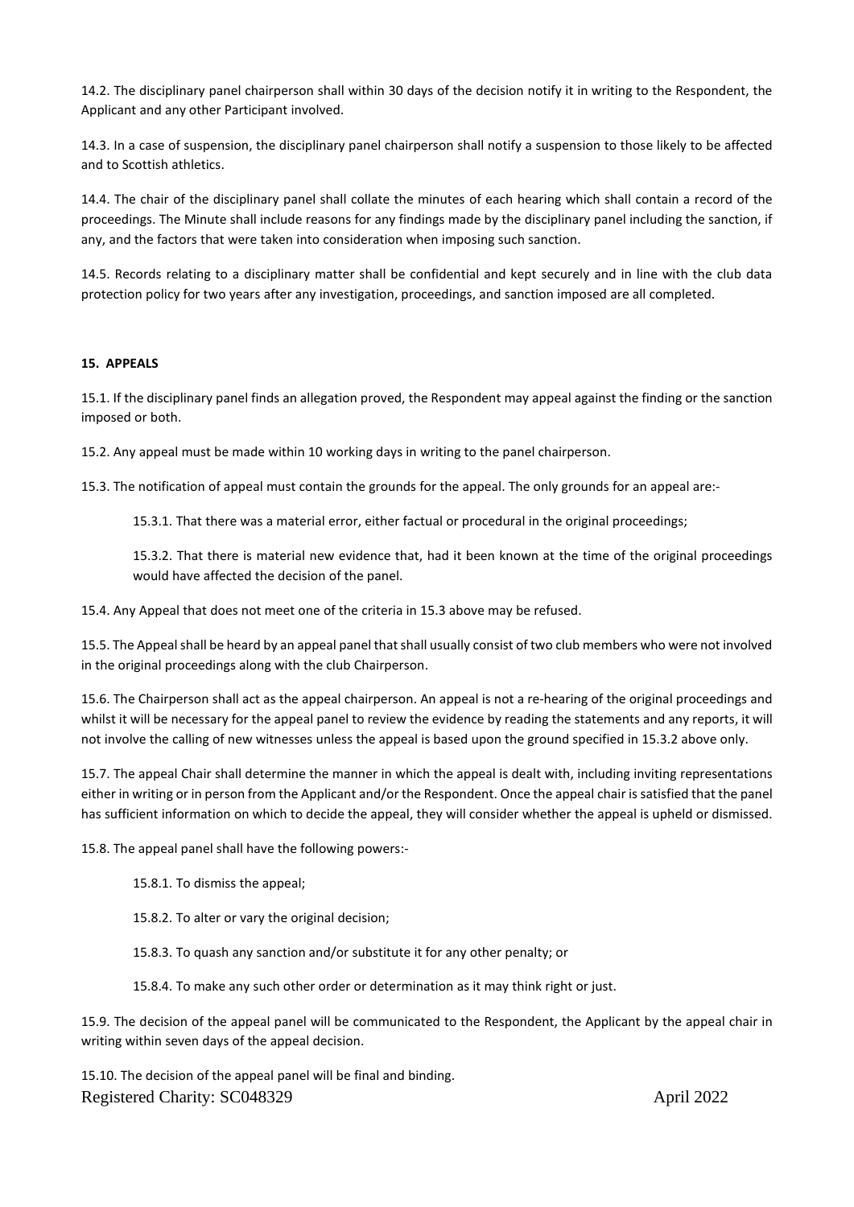14.2. The disciplinary panel chairperson shall within 30 days of the decision notify it in writing to the Respondent, the Applicant and any other Participant involved.

14.3. In a case of suspension, the disciplinary panel chairperson shall notify a suspension to those likely to be affected and to Scottish athletics.

14.4. The chair of the disciplinary panel shall collate the minutes of each hearing which shall contain a record of the proceedings. The Minute shall include reasons for any findings made by the disciplinary panel including the sanction, if any, and the factors that were taken into consideration when imposing such sanction.

14.5. Records relating to a disciplinary matter shall be confidential and kept securely and in line with the club data protection policy for two years after any investigation, proceedings, and sanction imposed are all completed.

**15. APPEALS**

15.1. If the disciplinary panel finds an allegation proved, the Respondent may appeal against the finding or the sanction imposed or both.

15.2. Any appeal must be made within 10 working days in writing to the panel chairperson.

15.3. The notification of appeal must contain the grounds for the appeal. The only grounds for an appeal are:-

15.3.1. That there was a material error, either factual or procedural in the original proceedings;

15.3.2. That there is material new evidence that, had it been known at the time of the original proceedings would have affected the decision of the panel.

15.4. Any Appeal that does not meet one of the criteria in 15.3 above may be refused.

15.5. The Appeal shall be heard by an appeal panel that shall usually consist of two club members who were not involved in the original proceedings along with the club Chairperson.

15.6. The Chairperson shall act as the appeal chairperson. An appeal is not a re-hearing of the original proceedings and whilst it will be necessary for the appeal panel to review the evidence by reading the statements and any reports, it will not involve the calling of new witnesses unless the appeal is based upon the ground specified in 15.3.2 above only.

15.7. The appeal Chair shall determine the manner in which the appeal is dealt with, including inviting representations either in writing or in person from the Applicant and/or the Respondent. Once the appeal chair is satisfied that the panel has sufficient information on which to decide the appeal, they will consider whether the appeal is upheld or dismissed.

15.8. The appeal panel shall have the following powers:-

15.8.1. To dismiss the appeal;

15.8.2. To alter or vary the original decision;

15.8.3. To quash any sanction and/or substitute it for any other penalty; or

15.8.4. To make any such other order or determination as it may think right or just.

15.9. The decision of the appeal panel will be communicated to the Respondent, the Applicant by the appeal chair in writing within seven days of the appeal decision.

15.10. The decision of the appeal panel will be final and binding.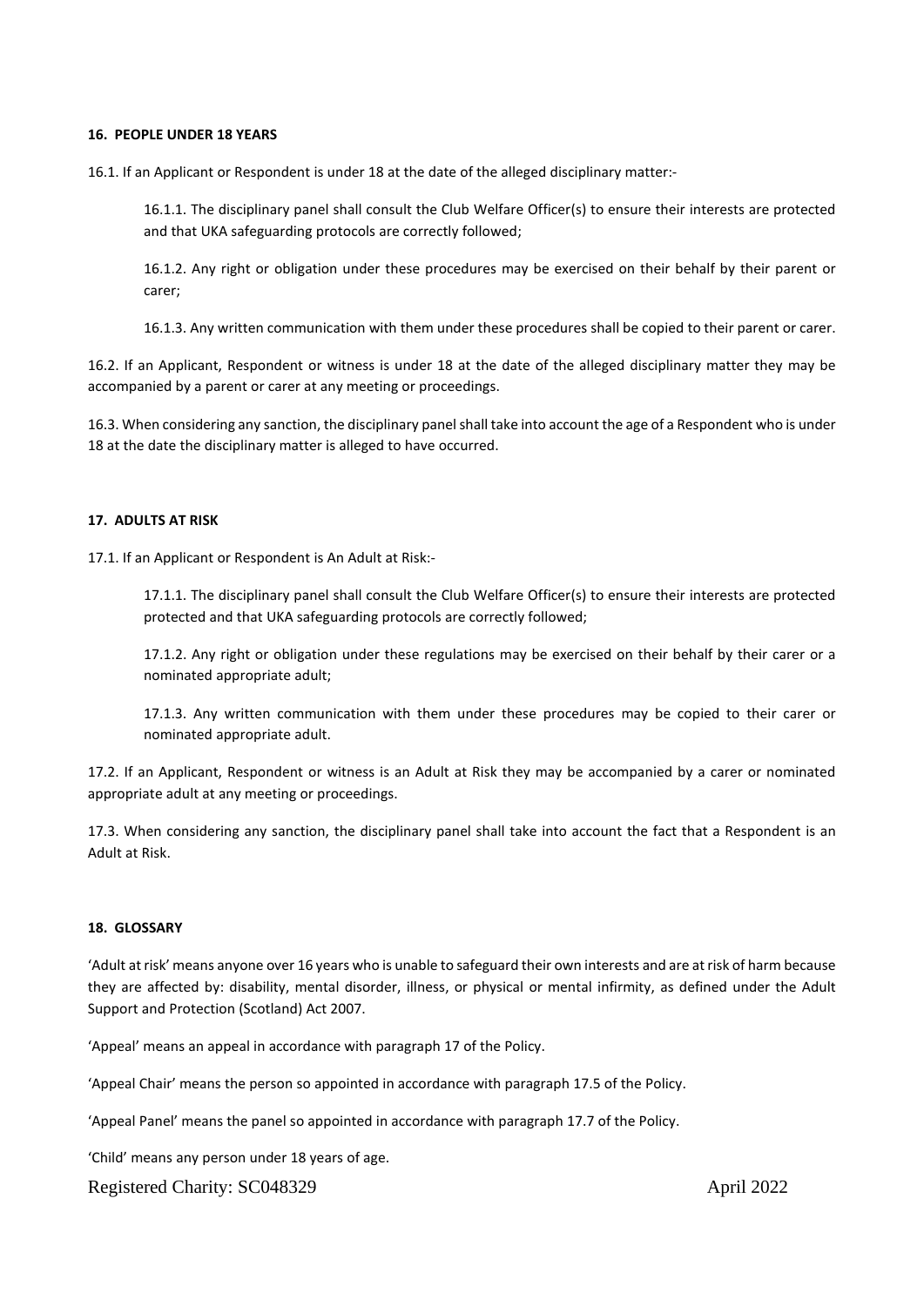#### 16. PEOPLE UNDER 18 YEARS

16.1. If an Applicant or Respondent is under 18 at the date of the alleged disciplinary matter:-

> 16.1.1. The disciplinary panel shall consult the Club Welfare Officer(s) to ensure their interests are protected and that UKA safeguarding protocols are correctly followed;
>
> 16.1.2. Any right or obligation under these procedures may be exercised on their behalf by their parent or carer;
>
> 16.1.3. Any written communication with them under these procedures shall be copied to their parent or carer.

16.2. If an Applicant, Respondent or witness is under 18 at the date of the alleged disciplinary matter they may be accompanied by a parent or carer at any meeting or proceedings.

16.3. When considering any sanction, the disciplinary panel shall take into account the age of a Respondent who is under 18 at the date the disciplinary matter is alleged to have occurred.

#### 17. ADULTS AT RISK

17.1. If an Applicant or Respondent is An Adult at Risk:-

> 17.1.1. The disciplinary panel shall consult the Club Welfare Officer(s) to ensure their interests are protected protected and that UKA safeguarding protocols are correctly followed;
>
> 17.1.2. Any right or obligation under these regulations may be exercised on their behalf by their carer or a nominated appropriate adult;
>
> 17.1.3. Any written communication with them under these procedures may be copied to their carer or nominated appropriate adult.

17.2. If an Applicant, Respondent or witness is an Adult at Risk they may be accompanied by a carer or nominated appropriate adult at any meeting or proceedings.

17.3. When considering any sanction, the disciplinary panel shall take into account the fact that a Respondent is an Adult at Risk.

#### 18. GLOSSARY

'Adult at risk' means anyone over 16 years who is unable to safeguard their own interests and are at risk of harm because they are affected by: disability, mental disorder, illness, or physical or mental infirmity, as defined under the Adult Support and Protection (Scotland) Act 2007.

'Appeal' means an appeal in accordance with paragraph 17 of the Policy.

'Appeal Chair' means the person so appointed in accordance with paragraph 17.5 of the Policy.

'Appeal Panel' means the panel so appointed in accordance with paragraph 17.7 of the Policy.

'Child' means any person under 18 years of age.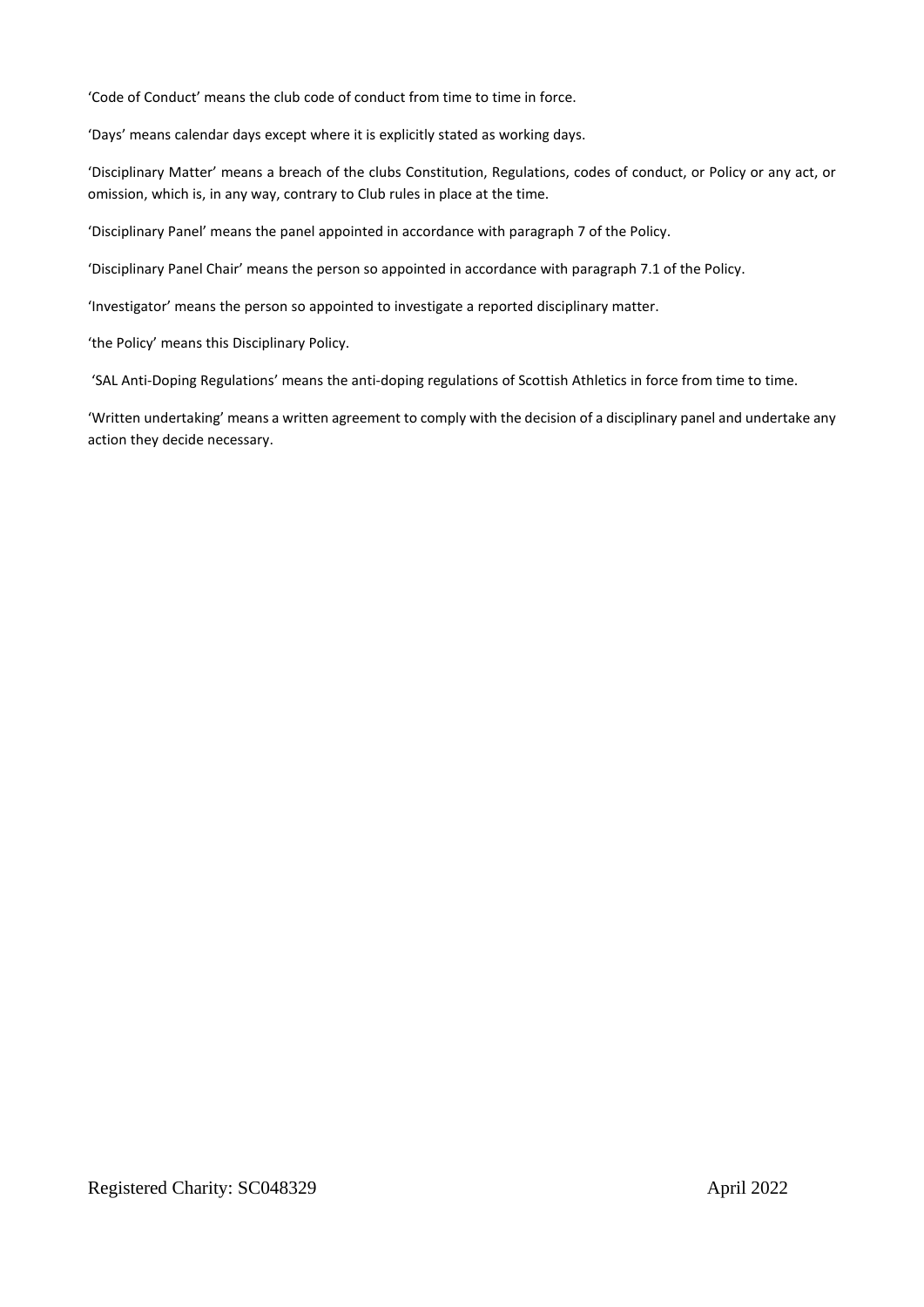'Code of Conduct' means the club code of conduct from time to time in force.

'Days' means calendar days except where it is explicitly stated as working days.

'Disciplinary Matter' means a breach of the clubs Constitution, Regulations, codes of conduct, or Policy or any act, or omission, which is, in any way, contrary to Club rules in place at the time.

'Disciplinary Panel' means the panel appointed in accordance with paragraph 7 of the Policy.

'Disciplinary Panel Chair' means the person so appointed in accordance with paragraph 7.1 of the Policy.

'Investigator' means the person so appointed to investigate a reported disciplinary matter.

'the Policy' means this Disciplinary Policy.

'SAL Anti-Doping Regulations' means the anti-doping regulations of Scottish Athletics in force from time to time.

'Written undertaking' means a written agreement to comply with the decision of a disciplinary panel and undertake any action they decide necessary.